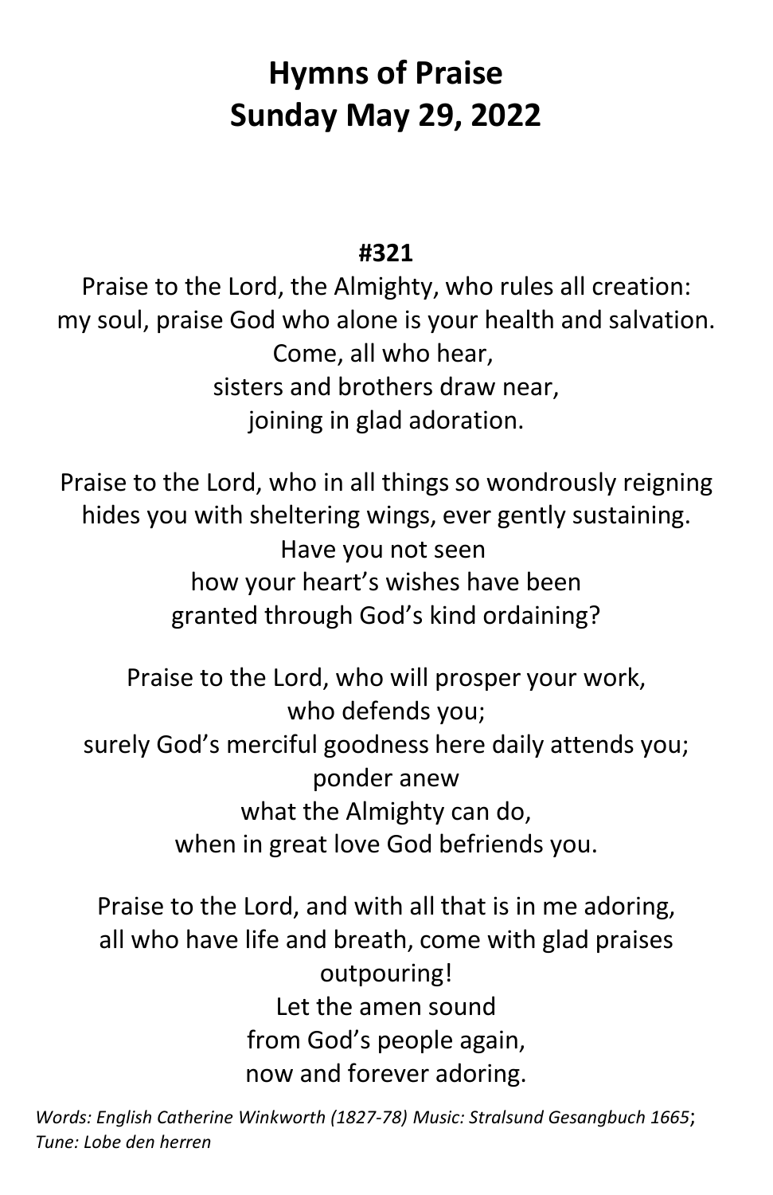# Hymns of Praise
# Sunday May 29, 2022

**#321**

Praise to the Lord, the Almighty, who rules all creation:
my soul, praise God who alone is your health and salvation.
Come, all who hear,
sisters and brothers draw near,
joining in glad adoration.

Praise to the Lord, who in all things so wondrously reigning
hides you with sheltering wings, ever gently sustaining.
Have you not seen
how your heart's wishes have been
granted through God's kind ordaining?

Praise to the Lord, who will prosper your work,
who defends you;
surely God's merciful goodness here daily attends you;
ponder anew
what the Almighty can do,
when in great love God befriends you.

Praise to the Lord, and with all that is in me adoring,
all who have life and breath, come with glad praises
outpouring!
Let the amen sound
from God's people again,
now and forever adoring.

*Words: English Catherine Winkworth (1827-78) Music: Stralsund Gesangbuch 1665*;
*Tune: Lobe den herren*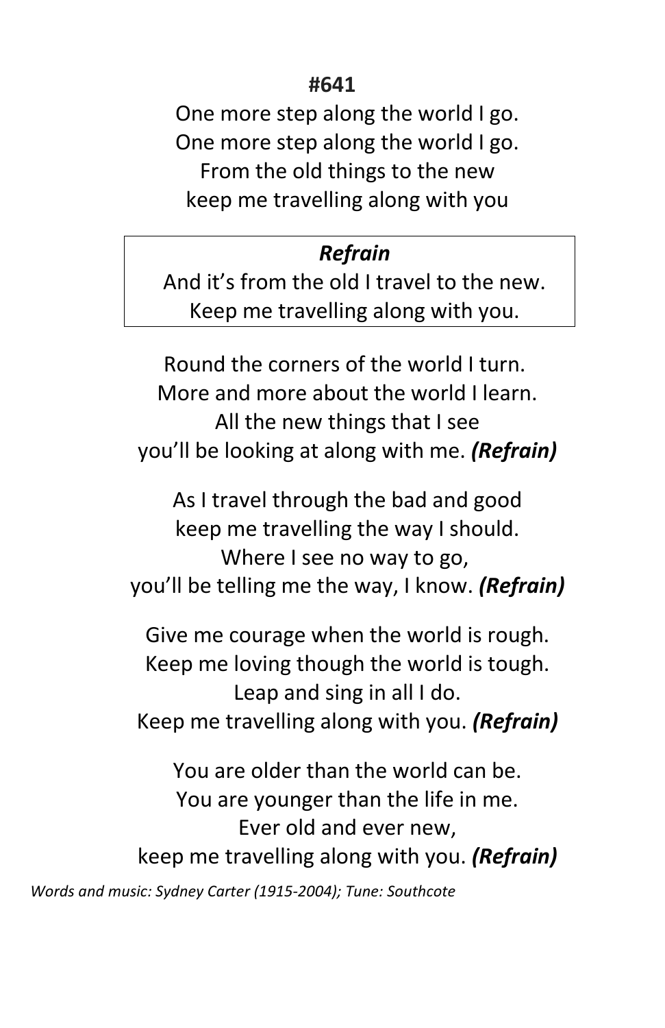**#641**

One more step along the world I go.
One more step along the world I go.
From the old things to the new
keep me travelling along with you

> ***Refrain***
> And it's from the old I travel to the new.
> Keep me travelling along with you.

Round the corners of the world I turn.
More and more about the world I learn.
All the new things that I see
you'll be looking at along with me. ***(Refrain)***

As I travel through the bad and good
keep me travelling the way I should.
Where I see no way to go,
you'll be telling me the way, I know. ***(Refrain)***

Give me courage when the world is rough.
Keep me loving though the world is tough.
Leap and sing in all I do.
Keep me travelling along with you. ***(Refrain)***

You are older than the world can be.
You are younger than the life in me.
Ever old and ever new,
keep me travelling along with you. ***(Refrain)***

*Words and music: Sydney Carter (1915-2004); Tune: Southcote*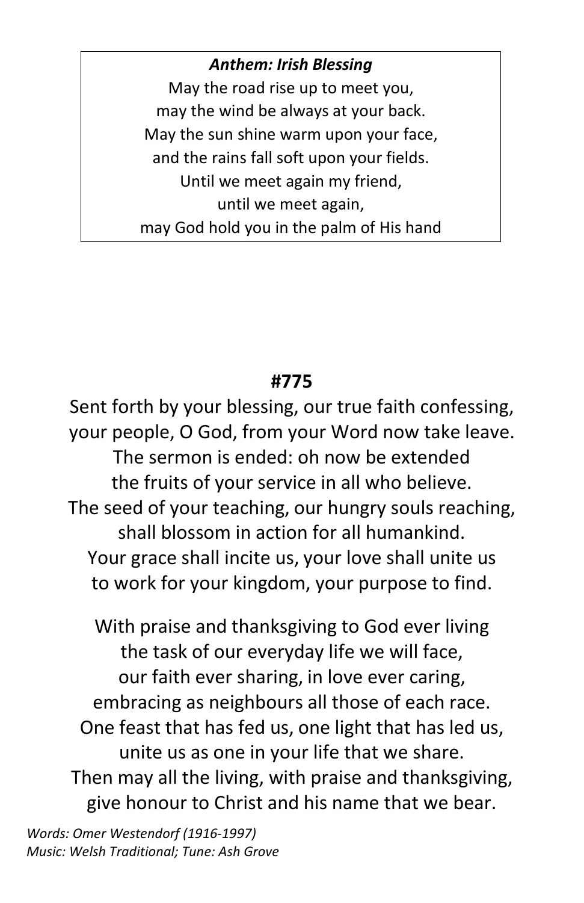***Anthem: Irish Blessing***

May the road rise up to meet you,
may the wind be always at your back.
May the sun shine warm upon your face,
and the rains fall soft upon your fields.
Until we meet again my friend,
until we meet again,
may God hold you in the palm of His hand

**#775**

Sent forth by your blessing, our true faith confessing,
your people, O God, from your Word now take leave.
The sermon is ended: oh now be extended
the fruits of your service in all who believe.
The seed of your teaching, our hungry souls reaching,
shall blossom in action for all humankind.
Your grace shall incite us, your love shall unite us
to work for your kingdom, your purpose to find.

With praise and thanksgiving to God ever living
the task of our everyday life we will face,
our faith ever sharing, in love ever caring,
embracing as neighbours all those of each race.
One feast that has fed us, one light that has led us,
unite us as one in your life that we share.
Then may all the living, with praise and thanksgiving,
give honour to Christ and his name that we bear.

*Words: Omer Westendorf (1916-1997)*
*Music: Welsh Traditional; Tune: Ash Grove*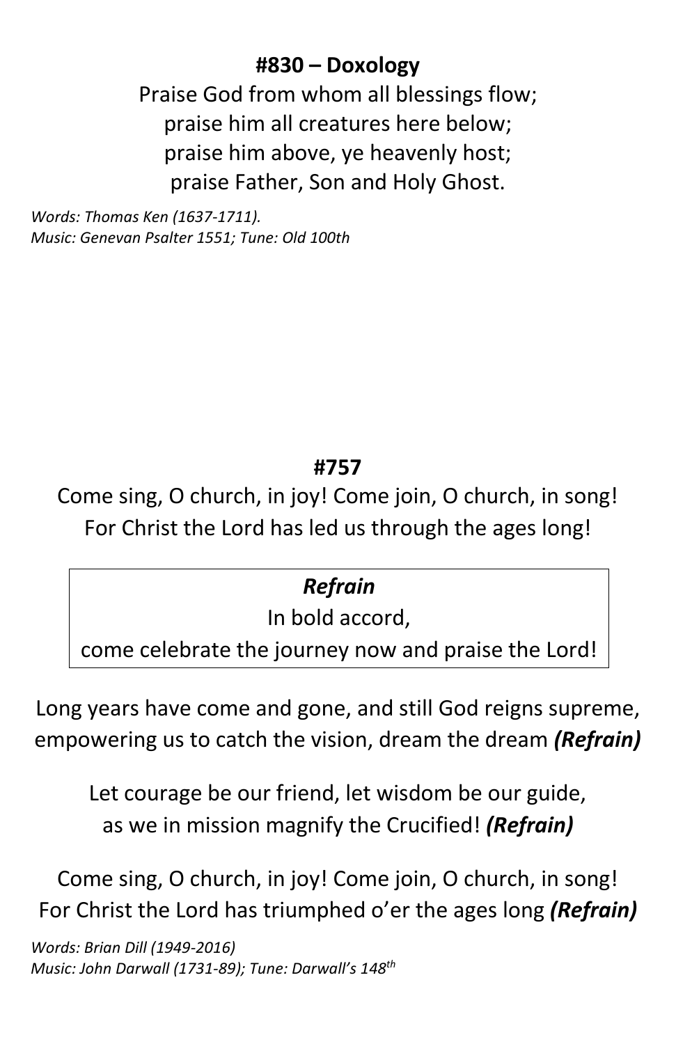**#830 – Doxology**

Praise God from whom all blessings flow;
praise him all creatures here below;
praise him above, ye heavenly host;
praise Father, Son and Holy Ghost.

*Words: Thomas Ken (1637-1711).*
*Music: Genevan Psalter 1551; Tune: Old 100th*

**#757**

Come sing, O church, in joy! Come join, O church, in song!
For Christ the Lord has led us through the ages long!

***Refrain***
In bold accord,
come celebrate the journey now and praise the Lord!

Long years have come and gone, and still God reigns supreme,
empowering us to catch the vision, dream the dream ***(Refrain)***

Let courage be our friend, let wisdom be our guide,
as we in mission magnify the Crucified! ***(Refrain)***

Come sing, O church, in joy! Come join, O church, in song!
For Christ the Lord has triumphed o'er the ages long ***(Refrain)***

*Words: Brian Dill (1949-2016)*
*Music: John Darwall (1731-89); Tune: Darwall's 148th*